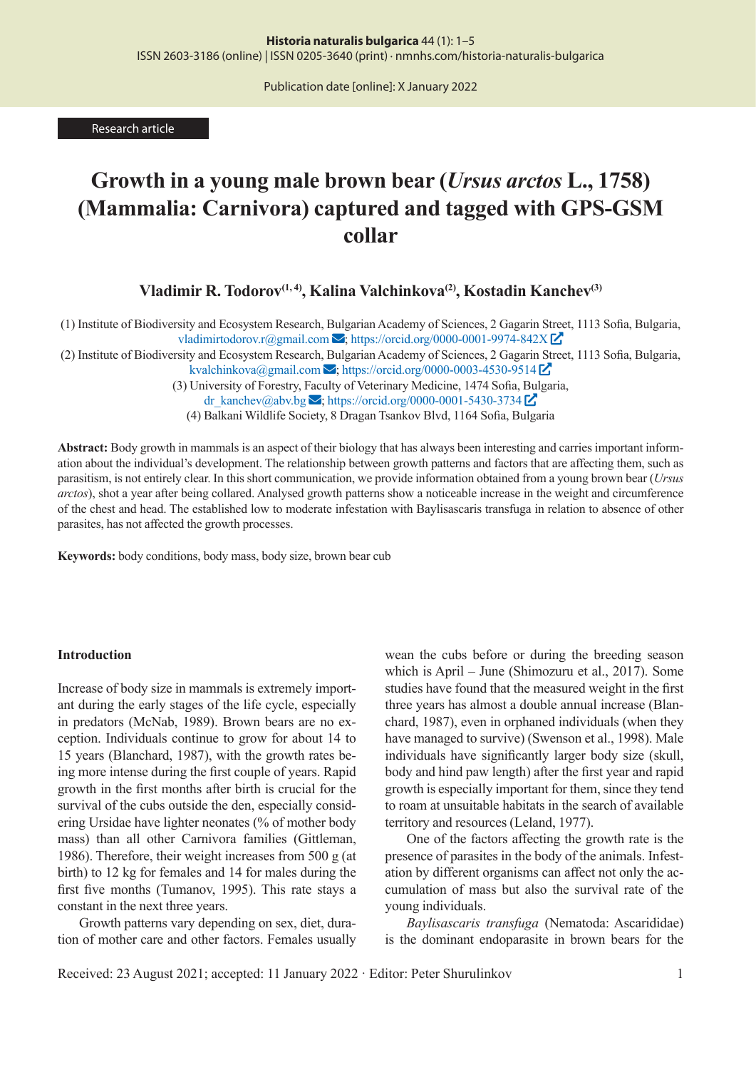Research article

# Growth in a young male brown bear (*Ursus arctos* L., 1758) (Mammalia: Carnivora) captured and tagged with GPS-GSM collar

**Vladimir R. Todorov[1, 4], Kalina Valchinkova[2], Kostadin Kanchev[3]**

(1) Institute of Biodiversity and Ecosystem Research, Bulgarian Academy of Sciences, 2 Gagarin Street, 1113 Sofia, Bulgaria, vladimirtodorov.r@gmail.com; https://orcid.org/0000-0001-9974-842X

(2) Institute of Biodiversity and Ecosystem Research, Bulgarian Academy of Sciences, 2 Gagarin Street, 1113 Sofia, Bulgaria, kvalchinkova@gmail.com; https://orcid.org/0000-0003-4530-9514

(3) University of Forestry, Faculty of Veterinary Medicine, 1474 Sofia, Bulgaria, dr_kanchev@abv.bg; https://orcid.org/0000-0001-5430-3734

(4) Balkani Wildlife Society, 8 Dragan Tsankov Blvd, 1164 Sofia, Bulgaria

**Abstract:** Body growth in mammals is an aspect of their biology that has always been interesting and carries important information about the individual's development. The relationship between growth patterns and factors that are affecting them, such as parasitism, is not entirely clear. In this short communication, we provide information obtained from a young brown bear (*Ursus arctos*), shot a year after being collared. Analysed growth patterns show a noticeable increase in the weight and circumference of the chest and head. The established low to moderate infestation with Baylisascaris transfuga in relation to absence of other parasites, has not affected the growth processes.

**Keywords:** body conditions, body mass, body size, brown bear cub

## Introduction

Increase of body size in mammals is extremely important during the early stages of the life cycle, especially in predators (McNab, 1989). Brown bears are no exception. Individuals continue to grow for about 14 to 15 years (Blanchard, 1987), with the growth rates being more intense during the first couple of years. Rapid growth in the first months after birth is crucial for the survival of the cubs outside the den, especially considering Ursidae have lighter neonates (% of mother body mass) than all other Carnivora families (Gittleman, 1986). Therefore, their weight increases from 500 g (at birth) to 12 kg for females and 14 for males during the first five months (Tumanov, 1995). This rate stays a constant in the next three years.

Growth patterns vary depending on sex, diet, duration of mother care and other factors. Females usually wean the cubs before or during the breeding season which is April – June (Shimozuru et al., 2017). Some studies have found that the measured weight in the first three years has almost a double annual increase (Blanchard, 1987), even in orphaned individuals (when they have managed to survive) (Swenson et al., 1998). Male individuals have significantly larger body size (skull, body and hind paw length) after the first year and rapid growth is especially important for them, since they tend to roam at unsuitable habitats in the search of available territory and resources (Leland, 1977).

One of the factors affecting the growth rate is the presence of parasites in the body of the animals. Infestation by different organisms can affect not only the accumulation of mass but also the survival rate of the young individuals.

*Baylisascaris transfuga* (Nematoda: Ascarididae) is the dominant endoparasite in brown bears for the

Received: 23 August 2021; accepted: 11 January 2022 · Editor: Peter Shurulinkov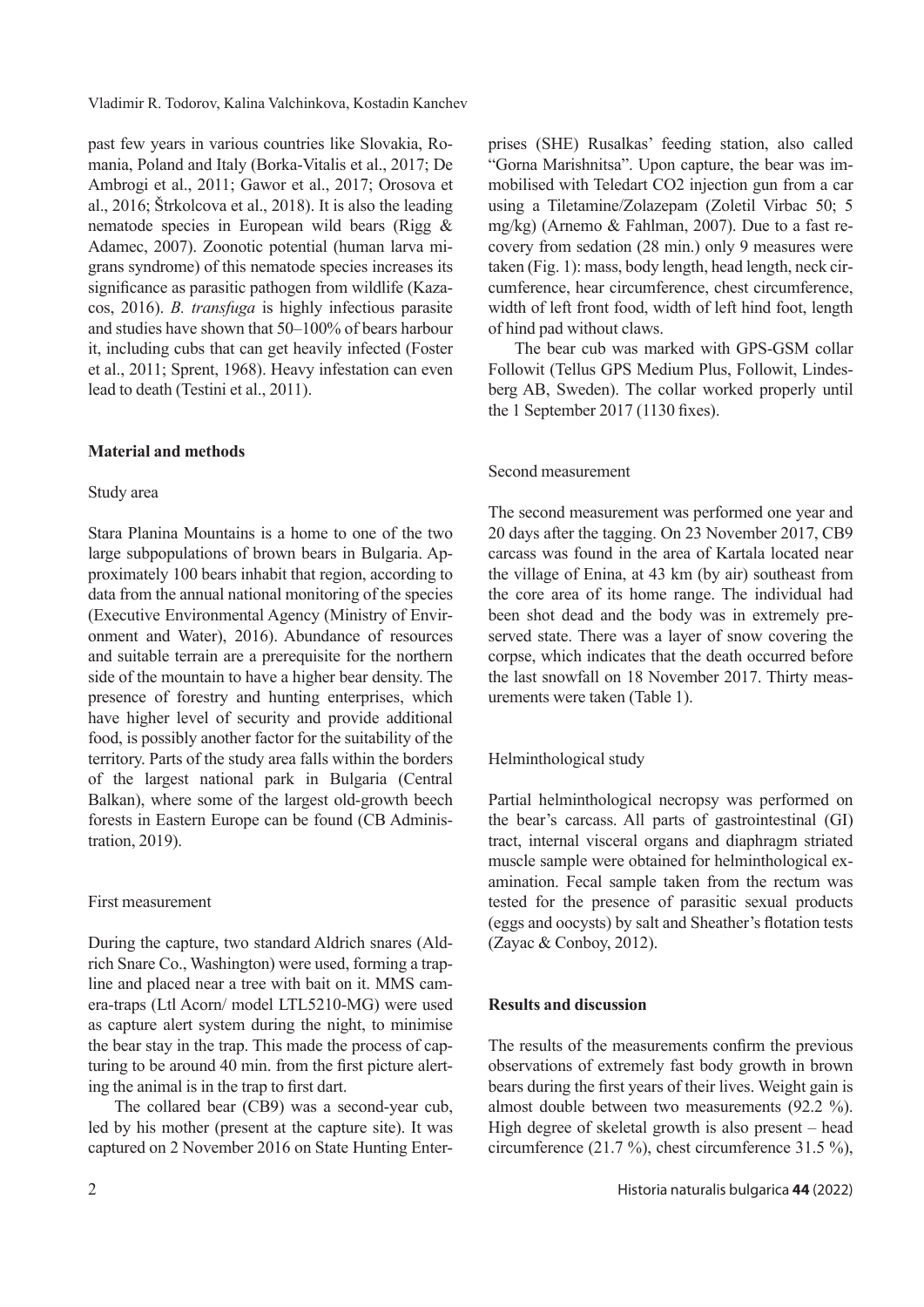past few years in various countries like Slovakia, Romania, Poland and Italy (Borka-Vitalis et al., 2017; De Ambrogi et al., 2011; Gawor et al., 2017; Orosova et al., 2016; Štrkolcova et al., 2018). It is also the leading nematode species in European wild bears (Rigg & Adamec, 2007). Zoonotic potential (human larva migrans syndrome) of this nematode species increases its significance as parasitic pathogen from wildlife (Kazacos, 2016). *B. transfuga* is highly infectious parasite and studies have shown that 50–100% of bears harbour it, including cubs that can get heavily infected (Foster et al., 2011; Sprent, 1968). Heavy infestation can even lead to death (Testini et al., 2011).

## Material and methods

### Study area

Stara Planina Mountains is a home to one of the two large subpopulations of brown bears in Bulgaria. Approximately 100 bears inhabit that region, according to data from the annual national monitoring of the species (Executive Environmental Agency (Ministry of Environment and Water), 2016). Abundance of resources and suitable terrain are a prerequisite for the northern side of the mountain to have a higher bear density. The presence of forestry and hunting enterprises, which have higher level of security and provide additional food, is possibly another factor for the suitability of the territory. Parts of the study area falls within the borders of the largest national park in Bulgaria (Central Balkan), where some of the largest old-growth beech forests in Eastern Europe can be found (CB Administration, 2019).

### First measurement

During the capture, two standard Aldrich snares (Aldrich Snare Co., Washington) were used, forming a trapline and placed near a tree with bait on it. MMS camera-traps (Ltl Acorn/ model LTL5210-MG) were used as capture alert system during the night, to minimise the bear stay in the trap. This made the process of capturing to be around 40 min. from the first picture alerting the animal is in the trap to first dart.

The collared bear (CB9) was a second-year cub, led by his mother (present at the capture site). It was captured on 2 November 2016 on State Hunting Enterprises (SHE) Rusalkas' feeding station, also called "Gorna Marishnitsa". Upon capture, the bear was immobilised with Teledart CO2 injection gun from a car using a Tiletamine/Zolazepam (Zoletil Virbac 50; 5 mg/kg) (Arnemo & Fahlman, 2007). Due to a fast recovery from sedation (28 min.) only 9 measures were taken (Fig. 1): mass, body length, head length, neck circumference, hear circumference, chest circumference, width of left front food, width of left hind foot, length of hind pad without claws.

The bear cub was marked with GPS-GSM collar Followit (Tellus GPS Medium Plus, Followit, Lindesberg AB, Sweden). The collar worked properly until the 1 September 2017 (1130 fixes).

### Second measurement

The second measurement was performed one year and 20 days after the tagging. On 23 November 2017, CB9 carcass was found in the area of Kartala located near the village of Enina, at 43 km (by air) southeast from the core area of its home range. The individual had been shot dead and the body was in extremely preserved state. There was a layer of snow covering the corpse, which indicates that the death occurred before the last snowfall on 18 November 2017. Thirty measurements were taken (Table 1).

### Helminthological study

Partial helminthological necropsy was performed on the bear's carcass. All parts of gastrointestinal (GI) tract, internal visceral organs and diaphragm striated muscle sample were obtained for helminthological examination. Fecal sample taken from the rectum was tested for the presence of parasitic sexual products (eggs and oocysts) by salt and Sheather's flotation tests (Zayac & Conboy, 2012).

## Results and discussion

The results of the measurements confirm the previous observations of extremely fast body growth in brown bears during the first years of their lives. Weight gain is almost double between two measurements (92.2 %). High degree of skeletal growth is also present – head circumference (21.7 %), chest circumference 31.5 %),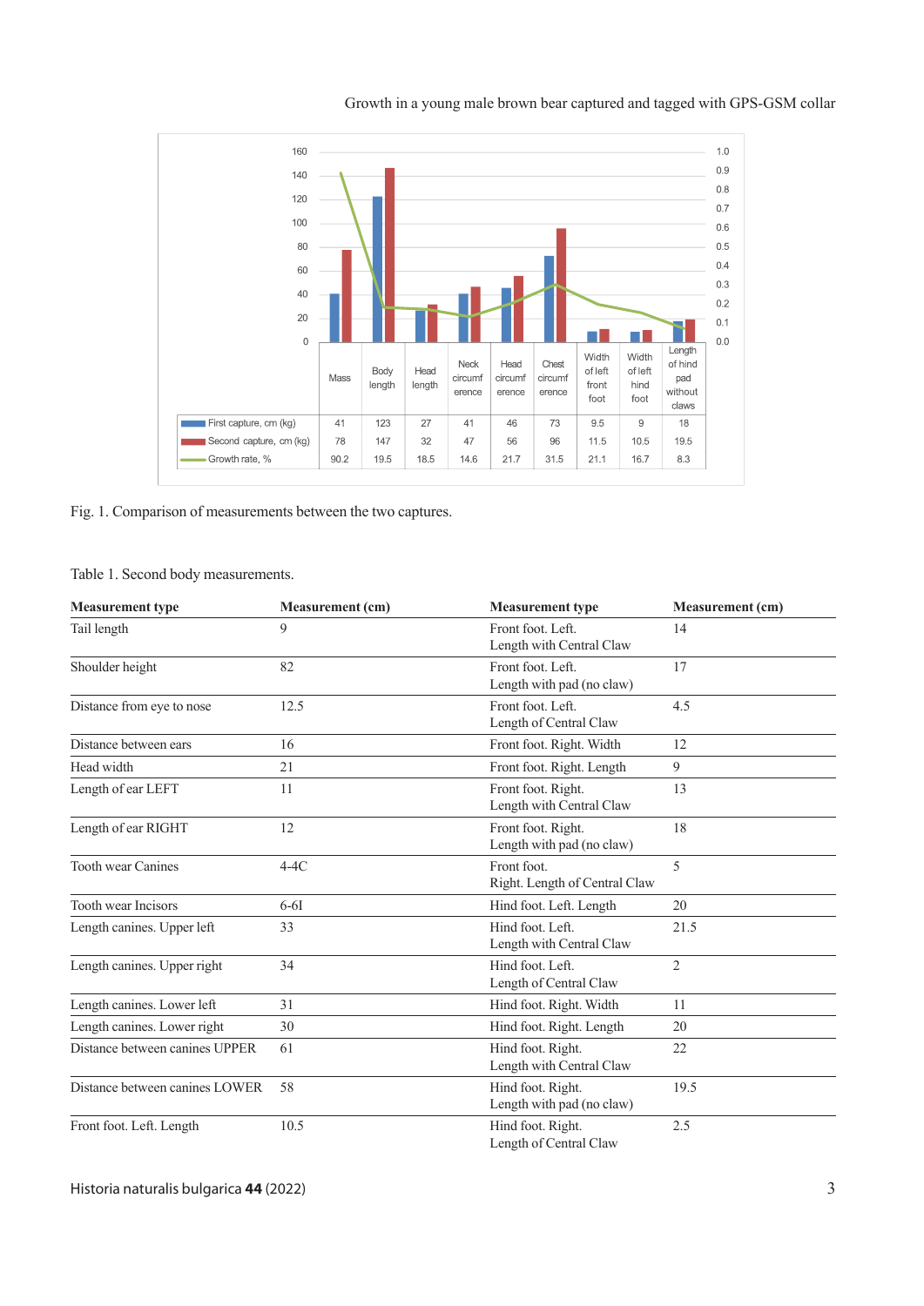| | Mass | Body length | Head length | Neck circumference | Head circumference | Chest circumference | Width of left front foot | Width of left hind foot | Length of hind pad without claws |
|---|---|---|---|---|---|---|---|---|---|
| First capture, cm (kg) | 41 | 123 | 27 | 41 | 46 | 73 | 9.5 | 9 | 18 |
| Second capture, cm (kg) | 78 | 147 | 32 | 47 | 56 | 96 | 11.5 | 10.5 | 19.5 |
| Growth rate, % | 90.2 | 19.5 | 18.5 | 14.6 | 21.7 | 31.5 | 21.1 | 16.7 | 8.3 |

Fig. 1. Comparison of measurements between the two captures.

Table 1. Second body measurements.

| Measurement type | Measurement (cm) | Measurement type | Measurement (cm) |
|---|---|---|---|
| Tail length | 9 | Front foot. Left. Length with Central Claw | 14 |
| Shoulder height | 82 | Front foot. Left. Length with pad (no claw) | 17 |
| Distance from eye to nose | 12.5 | Front foot. Left. Length of Central Claw | 4.5 |
| Distance between ears | 16 | Front foot. Right. Width | 12 |
| Head width | 21 | Front foot. Right. Length | 9 |
| Length of ear LEFT | 11 | Front foot. Right. Length with Central Claw | 13 |
| Length of ear RIGHT | 12 | Front foot. Right. Length with pad (no claw) | 18 |
| Tooth wear Canines | 4-4C | Front foot. Right. Length of Central Claw | 5 |
| Tooth wear Incisors | 6-6I | Hind foot. Left. Length | 20 |
| Length canines. Upper left | 33 | Hind foot. Left. Length with Central Claw | 21.5 |
| Length canines. Upper right | 34 | Hind foot. Left. Length of Central Claw | 2 |
| Length canines. Lower left | 31 | Hind foot. Right. Width | 11 |
| Length canines. Lower right | 30 | Hind foot. Right. Length | 20 |
| Distance between canines UPPER | 61 | Hind foot. Right. Length with Central Claw | 22 |
| Distance between canines LOWER | 58 | Hind foot. Right. Length with pad (no claw) | 19.5 |
| Front foot. Left. Length | 10.5 | Hind foot. Right. Length of Central Claw | 2.5 |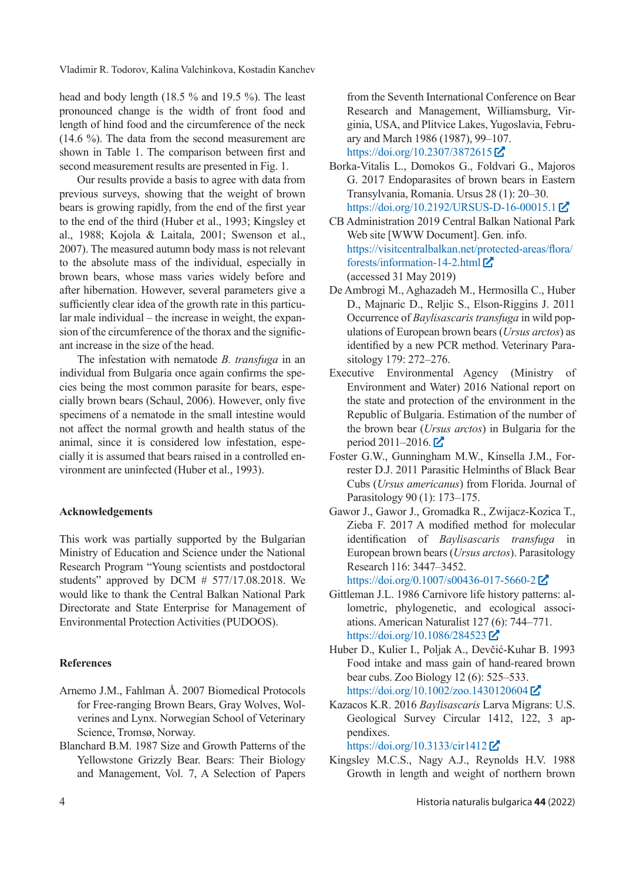head and body length (18.5 % and 19.5 %). The least pronounced change is the width of front food and length of hind food and the circumference of the neck (14.6 %). The data from the second measurement are shown in Table 1. The comparison between first and second measurement results are presented in Fig. 1.

Our results provide a basis to agree with data from previous surveys, showing that the weight of brown bears is growing rapidly, from the end of the first year to the end of the third (Huber et al., 1993; Kingsley et al., 1988; Kojola & Laitala, 2001; Swenson et al., 2007). The measured autumn body mass is not relevant to the absolute mass of the individual, especially in brown bears, whose mass varies widely before and after hibernation. However, several parameters give a sufficiently clear idea of the growth rate in this particular male individual – the increase in weight, the expansion of the circumference of the thorax and the significant increase in the size of the head.

The infestation with nematode *B. transfuga* in an individual from Bulgaria once again confirms the species being the most common parasite for bears, especially brown bears (Schaul, 2006). However, only five specimens of a nematode in the small intestine would not affect the normal growth and health status of the animal, since it is considered low infestation, especially it is assumed that bears raised in a controlled environment are uninfected (Huber et al., 1993).

## Acknowledgements

This work was partially supported by the Bulgarian Ministry of Education and Science under the National Research Program "Young scientists and postdoctoral students" approved by DCM # 577/17.08.2018. We would like to thank the Central Balkan National Park Directorate and State Enterprise for Management of Environmental Protection Activities (PUDOOS).

## References

Arnemo J.M., Fahlman Å. 2007 Biomedical Protocols for Free-ranging Brown Bears, Gray Wolves, Wolverines and Lynx. Norwegian School of Veterinary Science, Tromsø, Norway.

Blanchard B.M. 1987 Size and Growth Patterns of the Yellowstone Grizzly Bear. Bears: Their Biology and Management, Vol. 7, A Selection of Papers from the Seventh International Conference on Bear Research and Management, Williamsburg, Virginia, USA, and Plitvice Lakes, Yugoslavia, February and March 1986 (1987), 99–107. https://doi.org/10.2307/3872615

Borka-Vitalis L., Domokos G., Foldvari G., Majoros G. 2017 Endoparasites of brown bears in Eastern Transylvania, Romania. Ursus 28 (1): 20–30. https://doi.org/10.2192/URSUS-D-16-00015.1

CB Administration 2019 Central Balkan National Park Web site [WWW Document]. Gen. info. https://visitcentralbalkan.net/protected-areas/flora/forests/information-14-2.html (accessed 31 May 2019)

De Ambrogi M., Aghazadeh M., Hermosilla C., Huber D., Majnaric D., Reljic S., Elson-Riggins J. 2011 Occurrence of *Baylisascaris transfuga* in wild populations of European brown bears (*Ursus arctos*) as identified by a new PCR method. Veterinary Parasitology 179: 272–276.

Executive Environmental Agency (Ministry of Environment and Water) 2016 National report on the state and protection of the environment in the Republic of Bulgaria. Estimation of the number of the brown bear (*Ursus arctos*) in Bulgaria for the period 2011–2016.

Foster G.W., Gunningham M.W., Kinsella J.M., Forrester D.J. 2011 Parasitic Helminths of Black Bear Cubs (*Ursus americanus*) from Florida. Journal of Parasitology 90 (1): 173–175.

Gawor J., Gawor J., Gromadka R., Zwijacz-Kozica T., Zieba F. 2017 A modified method for molecular identification of *Baylisascaris transfuga* in European brown bears (*Ursus arctos*). Parasitology Research 116: 3447–3452. https://doi.org/0.1007/s00436-017-5660-2

Gittleman J.L. 1986 Carnivore life history patterns: allometric, phylogenetic, and ecological associations. American Naturalist 127 (6): 744–771. https://doi.org/10.1086/284523

Huber D., Kulier I., Poljak A., Devčić-Kuhar B. 1993 Food intake and mass gain of hand-reared brown bear cubs. Zoo Biology 12 (6): 525–533. https://doi.org/10.1002/zoo.1430120604

Kazacos K.R. 2016 *Baylisascaris* Larva Migrans: U.S. Geological Survey Circular 1412, 122, 3 appendixes. https://doi.org/10.3133/cir1412

Kingsley M.C.S., Nagy A.J., Reynolds H.V. 1988 Growth in length and weight of northern brown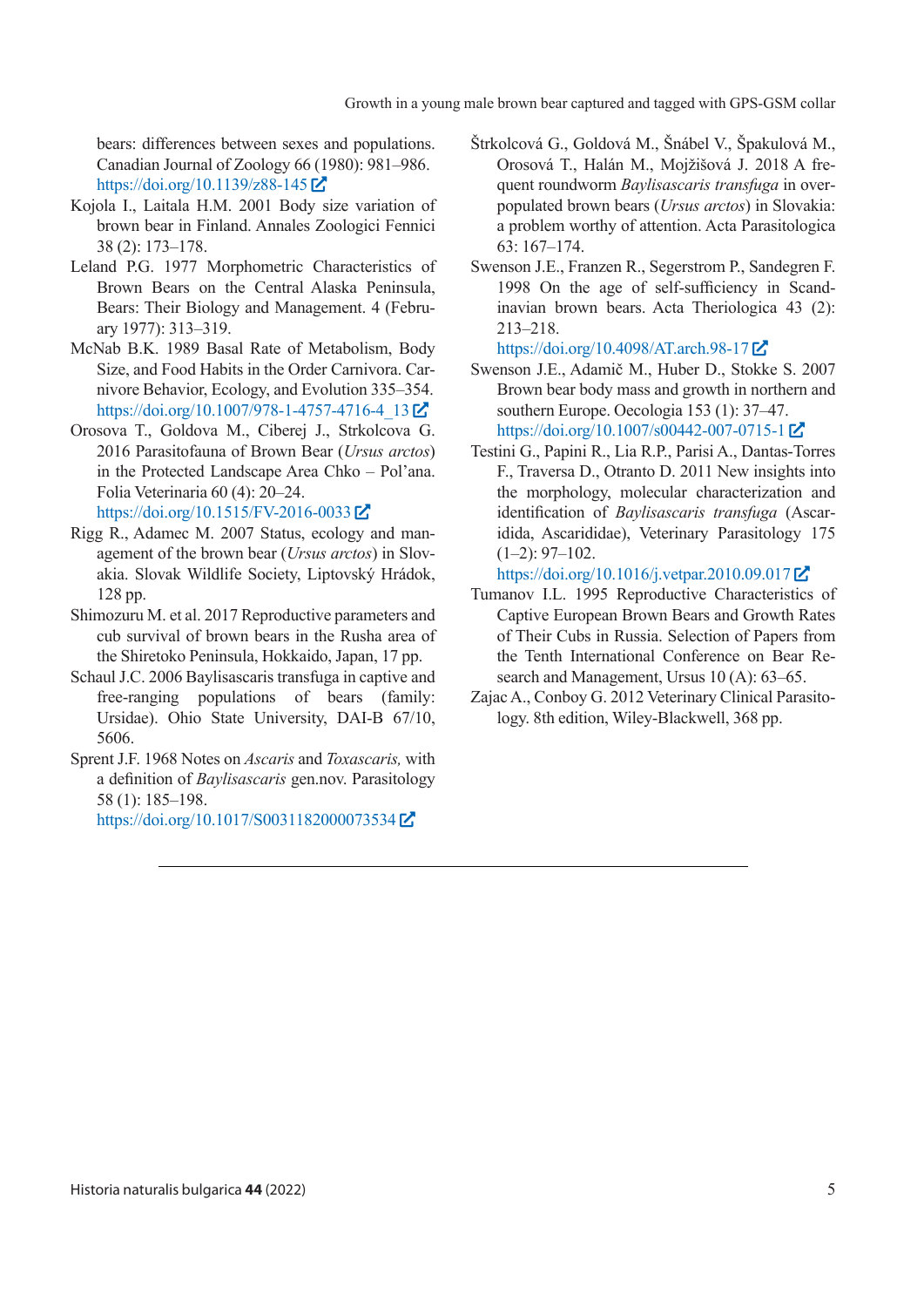bears: differences between sexes and populations. Canadian Journal of Zoology 66 (1980): 981–986. https://doi.org/10.1139/z88-145

Kojola I., Laitala H.M. 2001 Body size variation of brown bear in Finland. Annales Zoologici Fennici 38 (2): 173–178.

Leland P.G. 1977 Morphometric Characteristics of Brown Bears on the Central Alaska Peninsula, Bears: Their Biology and Management. 4 (February 1977): 313–319.

McNab B.K. 1989 Basal Rate of Metabolism, Body Size, and Food Habits in the Order Carnivora. Carnivore Behavior, Ecology, and Evolution 335–354. https://doi.org/10.1007/978-1-4757-4716-4_13

Orosova T., Goldova M., Ciberej J., Strkolcova G. 2016 Parasitofauna of Brown Bear (*Ursus arctos*) in the Protected Landscape Area Chko – Pol'ana. Folia Veterinaria 60 (4): 20–24. https://doi.org/10.1515/FV-2016-0033

Rigg R., Adamec M. 2007 Status, ecology and management of the brown bear (*Ursus arctos*) in Slovakia. Slovak Wildlife Society, Liptovský Hrádok, 128 pp.

Shimozuru M. et al. 2017 Reproductive parameters and cub survival of brown bears in the Rusha area of the Shiretoko Peninsula, Hokkaido, Japan, 17 pp.

Schaul J.C. 2006 Baylisascaris transfuga in captive and free-ranging populations of bears (family: Ursidae). Ohio State University, DAI-B 67/10, 5606.

Sprent J.F. 1968 Notes on *Ascaris* and *Toxascaris,* with a definition of *Baylisascaris* gen.nov. Parasitology 58 (1): 185–198. https://doi.org/10.1017/S0031182000073534

Štrkolcová G., Goldová M., Šnábel V., Špakulová M., Orosová T., Halán M., Mojžišová J. 2018 A frequent roundworm *Baylisascaris transfuga* in overpopulated brown bears (*Ursus arctos*) in Slovakia: a problem worthy of attention. Acta Parasitologica 63: 167–174.

Swenson J.E., Franzen R., Segerstrom P., Sandegren F. 1998 On the age of self-sufficiency in Scandinavian brown bears. Acta Theriologica 43 (2): 213–218. https://doi.org/10.4098/AT.arch.98-17

Swenson J.E., Adamič M., Huber D., Stokke S. 2007 Brown bear body mass and growth in northern and southern Europe. Oecologia 153 (1): 37–47. https://doi.org/10.1007/s00442-007-0715-1

Testini G., Papini R., Lia R.P., Parisi A., Dantas-Torres F., Traversa D., Otranto D. 2011 New insights into the morphology, molecular characterization and identification of *Baylisascaris transfuga* (Ascarididida, Ascarididae), Veterinary Parasitology 175 (1–2): 97–102. https://doi.org/10.1016/j.vetpar.2010.09.017

Tumanov I.L. 1995 Reproductive Characteristics of Captive European Brown Bears and Growth Rates of Their Cubs in Russia. Selection of Papers from the Tenth International Conference on Bear Research and Management, Ursus 10 (A): 63–65.

Zajac A., Conboy G. 2012 Veterinary Clinical Parasitology. 8th edition, Wiley-Blackwell, 368 pp.